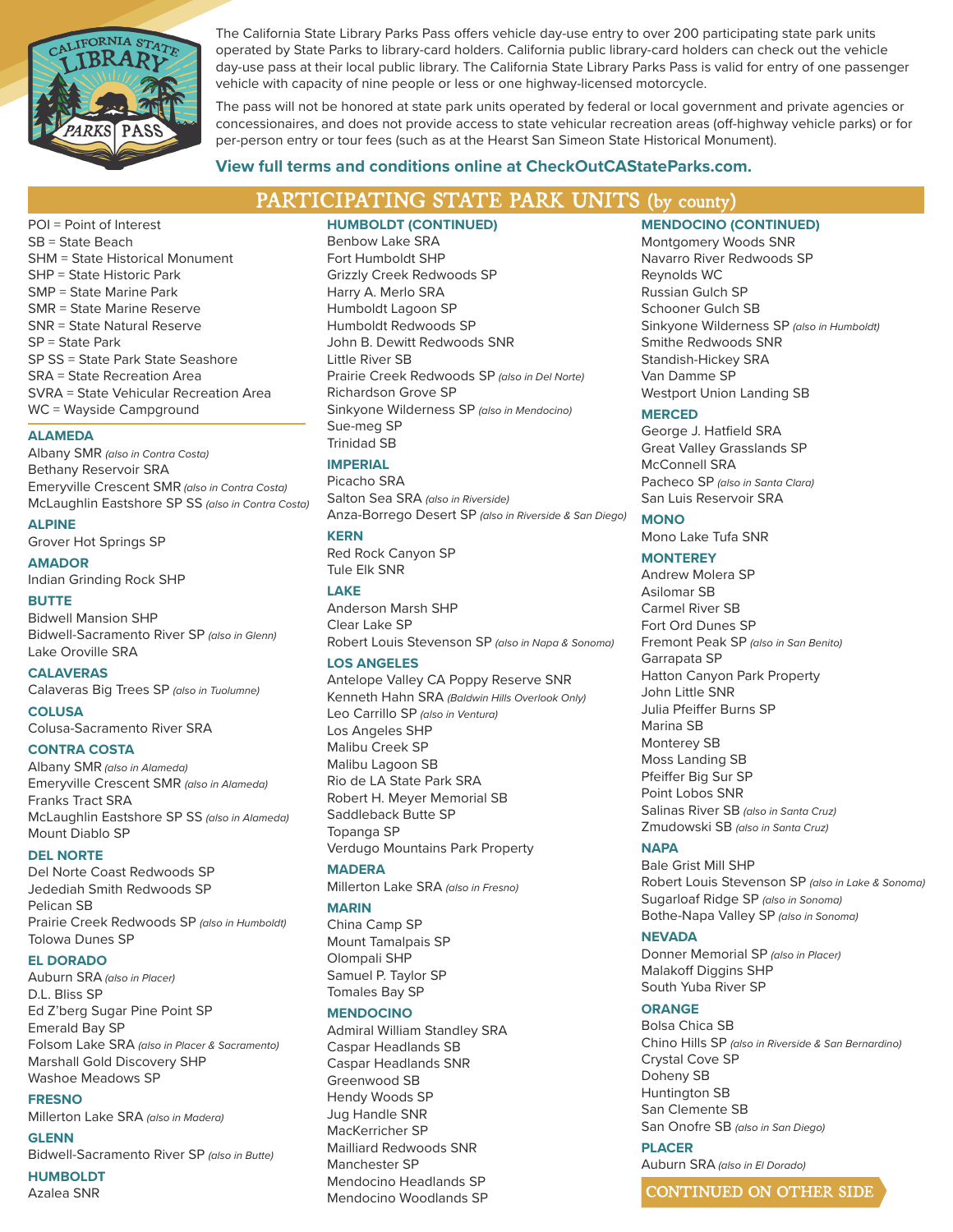The California State Library Parks Pass offers vehicle day-use entry to over 200 participating state park units operated by State Parks to library-card holders. California public library-card holders can check out the vehicle day-use pass at their local public library. The California State Library Parks Pass is valid for entry of one passenger vehicle with capacity of nine people or less or one highway-licensed motorcycle.

The pass will not be honored at state park units operated by federal or local government and private agencies or concessionaires, and does not provide access to state vehicular recreation areas (off-highway vehicle parks) or for per-person entry or tour fees (such as at the Hearst San Simeon State Historical Monument).

**View full terms and conditions online at CheckOutCAStateParks.com.**

## PARTICIPATING STATE PARK UNITS (by county)

POI = Point of Interest
SB = State Beach
SHM = State Historical Monument
SHP = State Historic Park
SMP = State Marine Park
SMR = State Marine Reserve
SNR = State Natural Reserve
SP = State Park
SP SS = State Park State Seashore
SRA = State Recreation Area
SVRA = State Vehicular Recreation Area
WC = Wayside Campground

### ALAMEDA
Albany SMR *(also in Contra Costa)*
Bethany Reservoir SRA
Emeryville Crescent SMR *(also in Contra Costa)*
McLaughlin Eastshore SP SS *(also in Contra Costa)*

### ALPINE
Grover Hot Springs SP

### AMADOR
Indian Grinding Rock SHP

### BUTTE
Bidwell Mansion SHP
Bidwell-Sacramento River SP *(also in Glenn)*
Lake Oroville SRA

### CALAVERAS
Calaveras Big Trees SP *(also in Tuolumne)*

### COLUSA
Colusa-Sacramento River SRA

### CONTRA COSTA
Albany SMR *(also in Alameda)*
Emeryville Crescent SMR *(also in Alameda)*
Franks Tract SRA
McLaughlin Eastshore SP SS *(also in Alameda)*
Mount Diablo SP

### DEL NORTE
Del Norte Coast Redwoods SP
Jedediah Smith Redwoods SP
Pelican SB
Prairie Creek Redwoods SP *(also in Humboldt)*
Tolowa Dunes SP

### EL DORADO
Auburn SRA *(also in Placer)*
D.L. Bliss SP
Ed Z'berg Sugar Pine Point SP
Emerald Bay SP
Folsom Lake SRA *(also in Placer & Sacramento)*
Marshall Gold Discovery SHP
Washoe Meadows SP

### FRESNO
Millerton Lake SRA *(also in Madera)*

### GLENN
Bidwell-Sacramento River SP *(also in Butte)*

### HUMBOLDT
Azalea SNR

### HUMBOLDT (CONTINUED)
Benbow Lake SRA
Fort Humboldt SHP
Grizzly Creek Redwoods SP
Harry A. Merlo SRA
Humboldt Lagoon SP
Humboldt Redwoods SP
John B. Dewitt Redwoods SNR
Little River SB
Prairie Creek Redwoods SP *(also in Del Norte)*
Richardson Grove SP
Sinkyone Wilderness SP *(also in Mendocino)*
Sue-meg SP
Trinidad SB

### IMPERIAL
Picacho SRA
Salton Sea SRA *(also in Riverside)*
Anza-Borrego Desert SP *(also in Riverside & San Diego)*

### KERN
Red Rock Canyon SP
Tule Elk SNR

### LAKE
Anderson Marsh SHP
Clear Lake SP
Robert Louis Stevenson SP *(also in Napa & Sonoma)*

### LOS ANGELES
Antelope Valley CA Poppy Reserve SNR
Kenneth Hahn SRA *(Baldwin Hills Overlook Only)*
Leo Carrillo SP *(also in Ventura)*
Los Angeles SHP
Malibu Creek SP
Malibu Lagoon SB
Rio de LA State Park SRA
Robert H. Meyer Memorial SB
Saddleback Butte SP
Topanga SP
Verdugo Mountains Park Property

### MADERA
Millerton Lake SRA *(also in Fresno)*

### MARIN
China Camp SP
Mount Tamalpais SP
Olompali SHP
Samuel P. Taylor SP
Tomales Bay SP

### MENDOCINO
Admiral William Standley SRA
Caspar Headlands SB
Caspar Headlands SNR
Greenwood SB
Hendy Woods SP
Jug Handle SNR
MacKerricher SP
Mailliard Redwoods SNR
Manchester SP
Mendocino Headlands SP
Mendocino Woodlands SP

### MENDOCINO (CONTINUED)
Montgomery Woods SNR
Navarro River Redwoods SP
Reynolds WC
Russian Gulch SP
Schooner Gulch SB
Sinkyone Wilderness SP *(also in Humboldt)*
Smithe Redwoods SNR
Standish-Hickey SRA
Van Damme SP
Westport Union Landing SB

### MERCED
George J. Hatfield SRA
Great Valley Grasslands SP
McConnell SRA
Pacheco SP *(also in Santa Clara)*
San Luis Reservoir SRA

### MONO
Mono Lake Tufa SNR

### MONTEREY
Andrew Molera SP
Asilomar SB
Carmel River SB
Fort Ord Dunes SP
Fremont Peak SP *(also in San Benito)*
Garrapata SP
Hatton Canyon Park Property
John Little SNR
Julia Pfeiffer Burns SP
Marina SB
Monterey SB
Moss Landing SB
Pfeiffer Big Sur SP
Point Lobos SNR
Salinas River SB *(also in Santa Cruz)*
Zmudowski SB *(also in Santa Cruz)*

### NAPA
Bale Grist Mill SHP
Robert Louis Stevenson SP *(also in Lake & Sonoma)*
Sugarloaf Ridge SP *(also in Sonoma)*
Bothe-Napa Valley SP *(also in Sonoma)*

### NEVADA
Donner Memorial SP *(also in Placer)*
Malakoff Diggins SHP
South Yuba River SP

### ORANGE
Bolsa Chica SB
Chino Hills SP *(also in Riverside & San Bernardino)*
Crystal Cove SP
Doheny SB
Huntington SB
San Clemente SB
San Onofre SB *(also in San Diego)*

### PLACER
Auburn SRA *(also in El Dorado)*

CONTINUED ON OTHER SIDE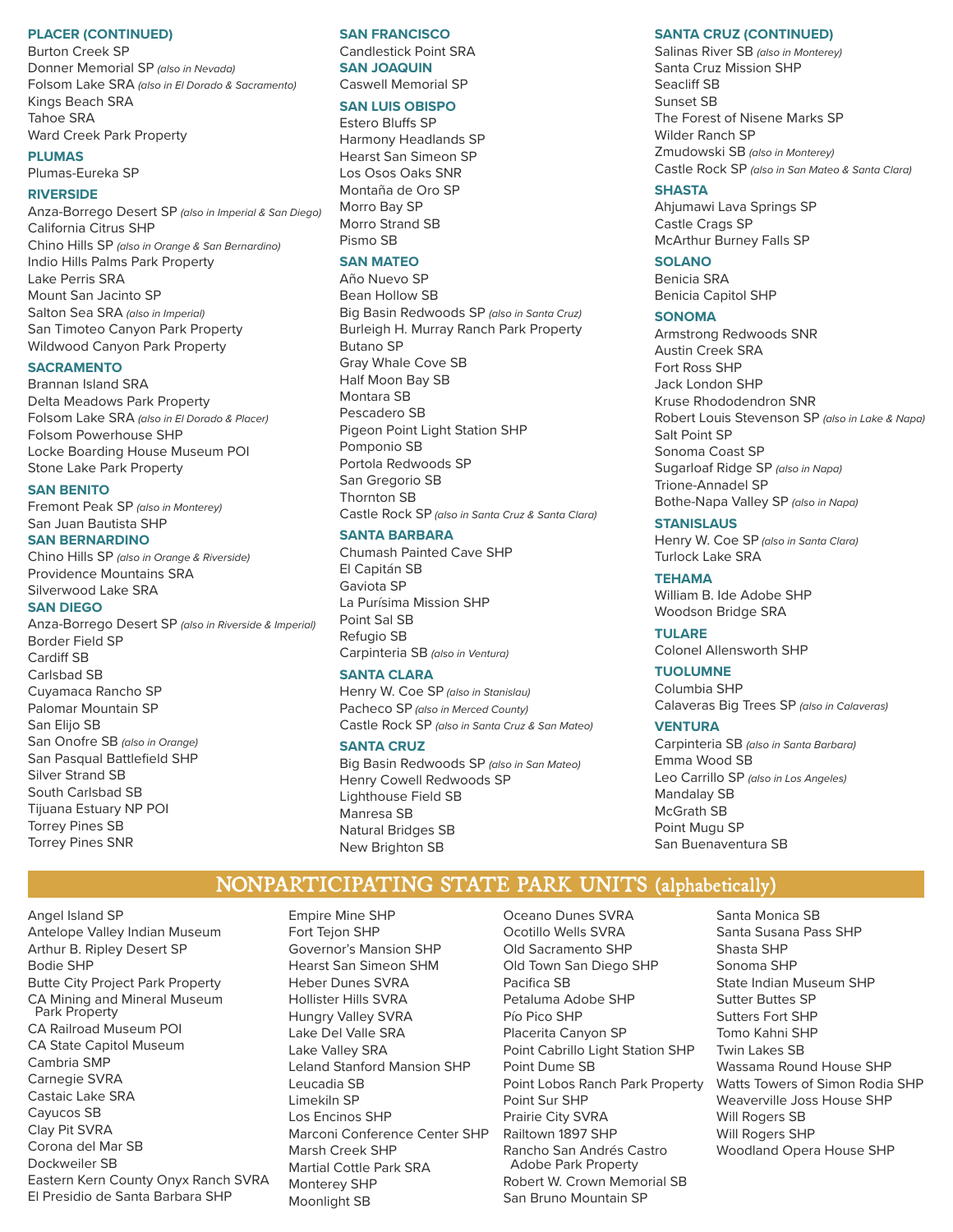### PLACER (CONTINUED)

Burton Creek SP
Donner Memorial SP *(also in Nevada)*
Folsom Lake SRA *(also in El Dorado & Sacramento)*
Kings Beach SRA
Tahoe SRA
Ward Creek Park Property

### PLUMAS

Plumas-Eureka SP

### RIVERSIDE

Anza-Borrego Desert SP *(also in Imperial & San Diego)*
California Citrus SHP
Chino Hills SP *(also in Orange & San Bernardino)*
Indio Hills Palms Park Property
Lake Perris SRA
Mount San Jacinto SP
Salton Sea SRA *(also in Imperial)*
San Timoteo Canyon Park Property
Wildwood Canyon Park Property

### SACRAMENTO

Brannan Island SRA
Delta Meadows Park Property
Folsom Lake SRA *(also in El Dorado & Placer)*
Folsom Powerhouse SHP
Locke Boarding House Museum POI
Stone Lake Park Property

### SAN BENITO

Fremont Peak SP *(also in Monterey)*
San Juan Bautista SHP

### SAN BERNARDINO

Chino Hills SP *(also in Orange & Riverside)*
Providence Mountains SRA
Silverwood Lake SRA

### SAN DIEGO

Anza-Borrego Desert SP *(also in Riverside & Imperial)*
Border Field SP
Cardiff SB
Carlsbad SB
Cuyamaca Rancho SP
Palomar Mountain SP
San Elijo SB
San Onofre SB *(also in Orange)*
San Pasqual Battlefield SHP
Silver Strand SB
South Carlsbad SB
Tijuana Estuary NP POI
Torrey Pines SB
Torrey Pines SNR

### SAN FRANCISCO

Candlestick Point SRA

### SAN JOAQUIN

Caswell Memorial SP

### SAN LUIS OBISPO

Estero Bluffs SP
Harmony Headlands SP
Hearst San Simeon SP
Los Osos Oaks SNR
Montaña de Oro SP
Morro Bay SP
Morro Strand SB
Pismo SB

### SAN MATEO

Año Nuevo SP
Bean Hollow SB
Big Basin Redwoods SP *(also in Santa Cruz)*
Burleigh H. Murray Ranch Park Property
Butano SP
Gray Whale Cove SB
Half Moon Bay SB
Montara SB
Pescadero SB
Pigeon Point Light Station SHP
Pomponio SB
Portola Redwoods SP
San Gregorio SB
Thornton SB
Castle Rock SP *(also in Santa Cruz & Santa Clara)*

### SANTA BARBARA

Chumash Painted Cave SHP
El Capitán SB
Gaviota SP
La Purísima Mission SHP
Point Sal SB
Refugio SB
Carpinteria SB *(also in Ventura)*

### SANTA CLARA

Henry W. Coe SP *(also in Stanislau)*
Pacheco SP *(also in Merced County)*
Castle Rock SP *(also in Santa Cruz & San Mateo)*

### SANTA CRUZ

Big Basin Redwoods SP *(also in San Mateo)*
Henry Cowell Redwoods SP
Lighthouse Field SB
Manresa SB
Natural Bridges SB
New Brighton SB

### SANTA CRUZ (CONTINUED)

Salinas River SB *(also in Monterey)*
Santa Cruz Mission SHP
Seacliff SB
Sunset SB
The Forest of Nisene Marks SP
Wilder Ranch SP
Zmudowski SB *(also in Monterey)*
Castle Rock SP *(also in San Mateo & Santa Clara)*

### SHASTA

Ahjumawi Lava Springs SP
Castle Crags SP
McArthur Burney Falls SP

### SOLANO

Benicia SRA
Benicia Capitol SHP

### SONOMA

Armstrong Redwoods SNR
Austin Creek SRA
Fort Ross SHP
Jack London SHP
Kruse Rhododendron SNR
Robert Louis Stevenson SP *(also in Lake & Napa)*
Salt Point SP
Sonoma Coast SP
Sugarloaf Ridge SP *(also in Napa)*
Trione-Annadel SP
Bothe-Napa Valley SP *(also in Napa)*

### STANISLAUS

Henry W. Coe SP *(also in Santa Clara)*
Turlock Lake SRA

### TEHAMA

William B. Ide Adobe SHP
Woodson Bridge SRA

### TULARE

Colonel Allensworth SHP

### TUOLUMNE

Columbia SHP
Calaveras Big Trees SP *(also in Calaveras)*

### VENTURA

Carpinteria SB *(also in Santa Barbara)*
Emma Wood SB
Leo Carrillo SP *(also in Los Angeles)*
Mandalay SB
McGrath SB
Point Mugu SP
San Buenaventura SB

## NONPARTICIPATING STATE PARK UNITS (alphabetically)

Angel Island SP
Antelope Valley Indian Museum
Arthur B. Ripley Desert SP
Bodie SHP
Butte City Project Park Property
CA Mining and Mineral Museum Park Property
CA Railroad Museum POI
CA State Capitol Museum
Cambria SMP
Carnegie SVRA
Castaic Lake SRA
Cayucos SB
Clay Pit SVRA
Corona del Mar SB
Dockweiler SB
Eastern Kern County Onyx Ranch SVRA
El Presidio de Santa Barbara SHP
Empire Mine SHP
Fort Tejon SHP
Governor's Mansion SHP
Hearst San Simeon SHM
Heber Dunes SVRA
Hollister Hills SVRA
Hungry Valley SVRA
Lake Del Valle SRA
Lake Valley SRA
Leland Stanford Mansion SHP
Leucadia SB
Limekiln SP
Los Encinos SHP
Marconi Conference Center SHP
Marsh Creek SHP
Martial Cottle Park SRA
Monterey SHP
Moonlight SB
Oceano Dunes SVRA
Ocotillo Wells SVRA
Old Sacramento SHP
Old Town San Diego SHP
Pacifica SB
Petaluma Adobe SHP
Pío Pico SHP
Placerita Canyon SP
Point Cabrillo Light Station SHP
Point Dume SB
Point Lobos Ranch Park Property
Point Sur SHP
Prairie City SVRA
Railtown 1897 SHP
Rancho San Andrés Castro Adobe Park Property
Robert W. Crown Memorial SB
San Bruno Mountain SP
Santa Monica SB
Santa Susana Pass SHP
Shasta SHP
Sonoma SHP
State Indian Museum SHP
Sutter Buttes SP
Sutters Fort SHP
Tomo Kahni SHP
Twin Lakes SB
Wassama Round House SHP
Watts Towers of Simon Rodia SHP
Weaverville Joss House SHP
Will Rogers SB
Will Rogers SHP
Woodland Opera House SHP